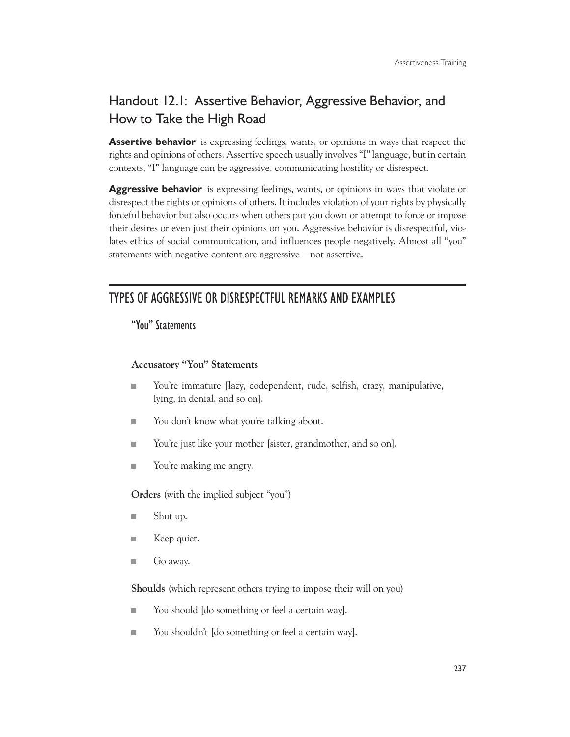# Handout 12.1: Assertive Behavior, Aggressive Behavior, and How to Take the High Road

**Assertive behavior** is expressing feelings, wants, or opinions in ways that respect the rights and opinions of others. Assertive speech usually involves "I" language, but in certain contexts, "I" language can be aggressive, communicating hostility or disrespect.

**Aggressive behavior** is expressing feelings, wants, or opinions in ways that violate or disrespect the rights or opinions of others. It includes violation of your rights by physically forceful behavior but also occurs when others put you down or attempt to force or impose their desires or even just their opinions on you. Aggressive behavior is disrespectful, violates ethics of social communication, and influences people negatively. Almost all "you" statements with negative content are aggressive—not assertive.

## TYPES OF AGGRESSIVE OR DISRESPECTFUL REMARKS AND EXAMPLES

### "You" Statements

**Accusatory "You" Statements**

- You're immature [lazy, codependent, rude, selfish, crazy, manipulative, lying, in denial, and so on].
- You don't know what you're talking about.
- You're just like your mother [sister, grandmother, and so on].
- You're making me angry.

**Orders** (with the implied subject "you")

- Shut up.
- Keep quiet.
- Go away.

**Shoulds** (which represent others trying to impose their will on you)

- You should [do something or feel a certain way].
- You shouldn't [do something or feel a certain way].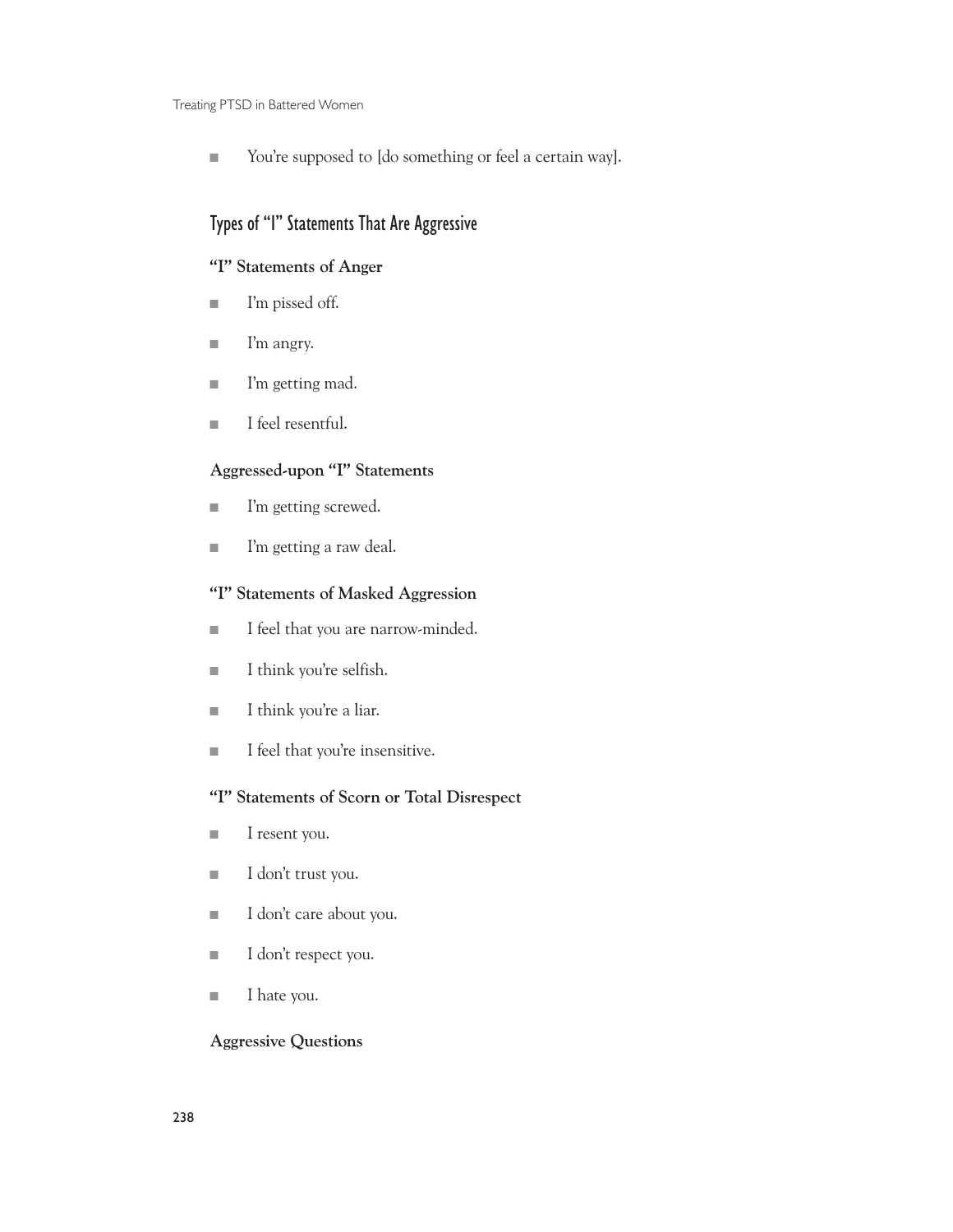- You're supposed to [do something or feel a certain way].

## Types of "I" Statements That Are Aggressive

### "I" Statements of Anger

- I'm pissed off.
- I'm angry.
- I'm getting mad.
- I feel resentful.

### Aggressed-upon "I" Statements

- I'm getting screwed.
- I'm getting a raw deal.

### "I" Statements of Masked Aggression

- I feel that you are narrow-minded.
- I think you're selfish.
- I think you're a liar.
- I feel that you're insensitive.

### "I" Statements of Scorn or Total Disrespect

- I resent you.
- I don't trust you.
- I don't care about you.
- I don't respect you.
- I hate you.

### Aggressive Questions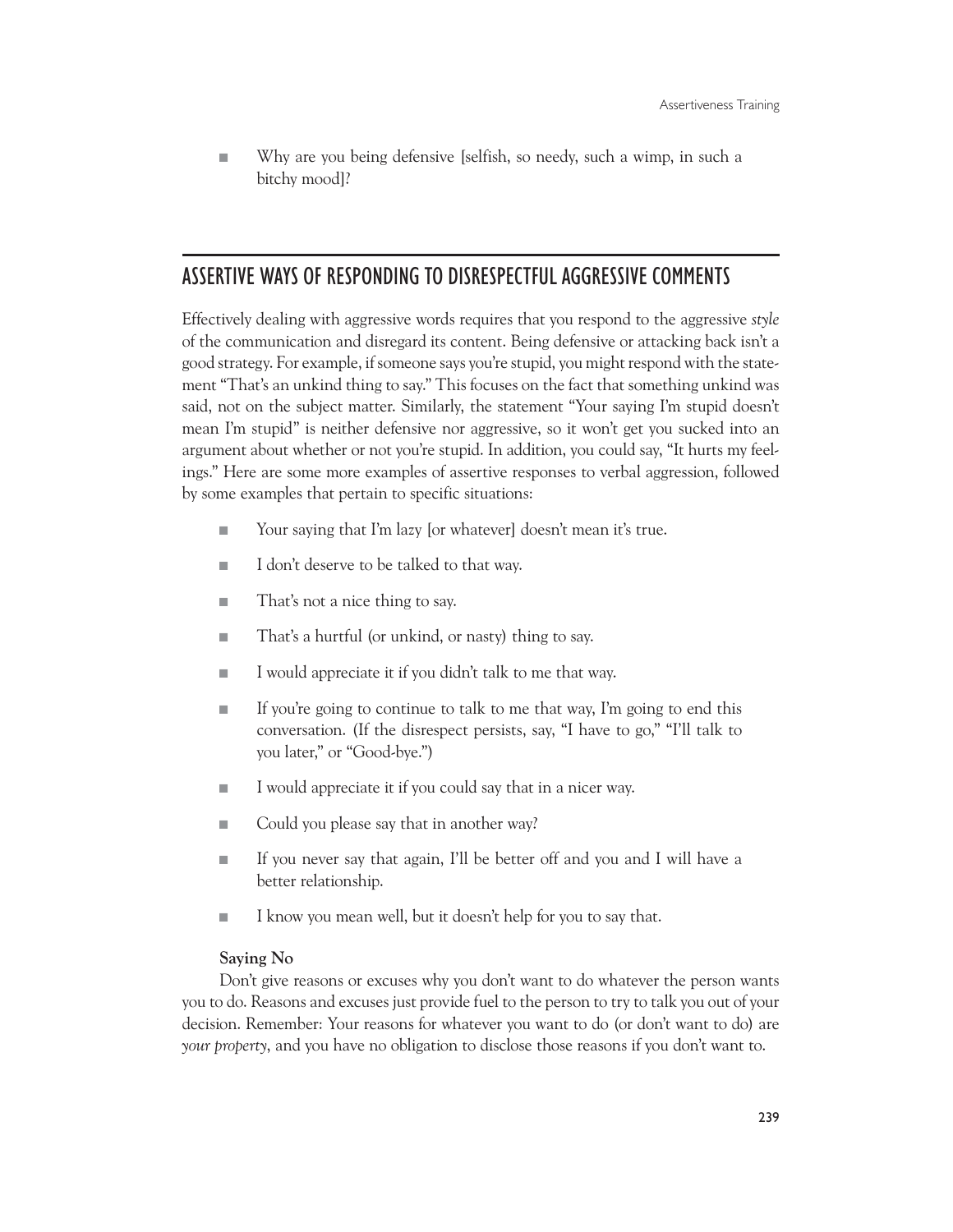- Why are you being defensive [selfish, so needy, such a wimp, in such a bitchy mood]?

## ASSERTIVE WAYS OF RESPONDING TO DISRESPECTFUL AGGRESSIVE COMMENTS

Effectively dealing with aggressive words requires that you respond to the aggressive *style* of the communication and disregard its content. Being defensive or attacking back isn't a good strategy. For example, if someone says you're stupid, you might respond with the statement "That's an unkind thing to say." This focuses on the fact that something unkind was said, not on the subject matter. Similarly, the statement "Your saying I'm stupid doesn't mean I'm stupid" is neither defensive nor aggressive, so it won't get you sucked into an argument about whether or not you're stupid. In addition, you could say, "It hurts my feelings." Here are some more examples of assertive responses to verbal aggression, followed by some examples that pertain to specific situations:

- Your saying that I'm lazy [or whatever] doesn't mean it's true.
- I don't deserve to be talked to that way.
- That's not a nice thing to say.
- That's a hurtful (or unkind, or nasty) thing to say.
- I would appreciate it if you didn't talk to me that way.
- If you're going to continue to talk to me that way, I'm going to end this conversation. (If the disrespect persists, say, "I have to go," "I'll talk to you later," or "Good-bye.")
- I would appreciate it if you could say that in a nicer way.
- Could you please say that in another way?
- If you never say that again, I'll be better off and you and I will have a better relationship.
- I know you mean well, but it doesn't help for you to say that.

**Saying No**

Don't give reasons or excuses why you don't want to do whatever the person wants you to do. Reasons and excuses just provide fuel to the person to try to talk you out of your decision. Remember: Your reasons for whatever you want to do (or don't want to do) are *your property*, and you have no obligation to disclose those reasons if you don't want to.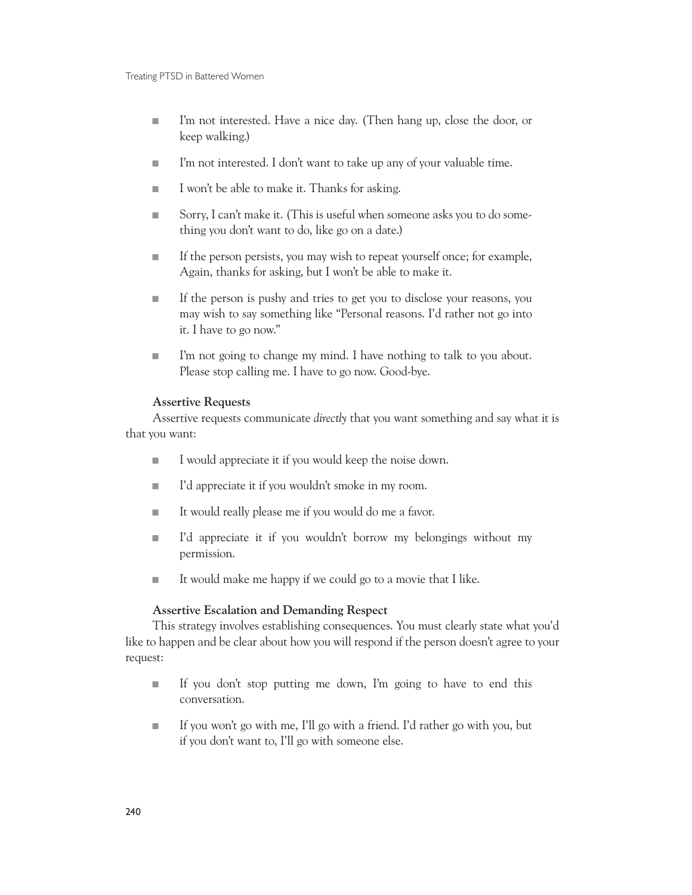- I'm not interested. Have a nice day. (Then hang up, close the door, or keep walking.)
- I'm not interested. I don't want to take up any of your valuable time.
- I won't be able to make it. Thanks for asking.
- Sorry, I can't make it. (This is useful when someone asks you to do something you don't want to do, like go on a date.)
- If the person persists, you may wish to repeat yourself once; for example, Again, thanks for asking, but I won't be able to make it.
- If the person is pushy and tries to get you to disclose your reasons, you may wish to say something like "Personal reasons. I'd rather not go into it. I have to go now."
- I'm not going to change my mind. I have nothing to talk to you about. Please stop calling me. I have to go now. Good-bye.

**Assertive Requests**

Assertive requests communicate *directly* that you want something and say what it is that you want:

- I would appreciate it if you would keep the noise down.
- I'd appreciate it if you wouldn't smoke in my room.
- It would really please me if you would do me a favor.
- I'd appreciate it if you wouldn't borrow my belongings without my permission.
- It would make me happy if we could go to a movie that I like.

**Assertive Escalation and Demanding Respect**

This strategy involves establishing consequences. You must clearly state what you'd like to happen and be clear about how you will respond if the person doesn't agree to your request:

- If you don't stop putting me down, I'm going to have to end this conversation.
- If you won't go with me, I'll go with a friend. I'd rather go with you, but if you don't want to, I'll go with someone else.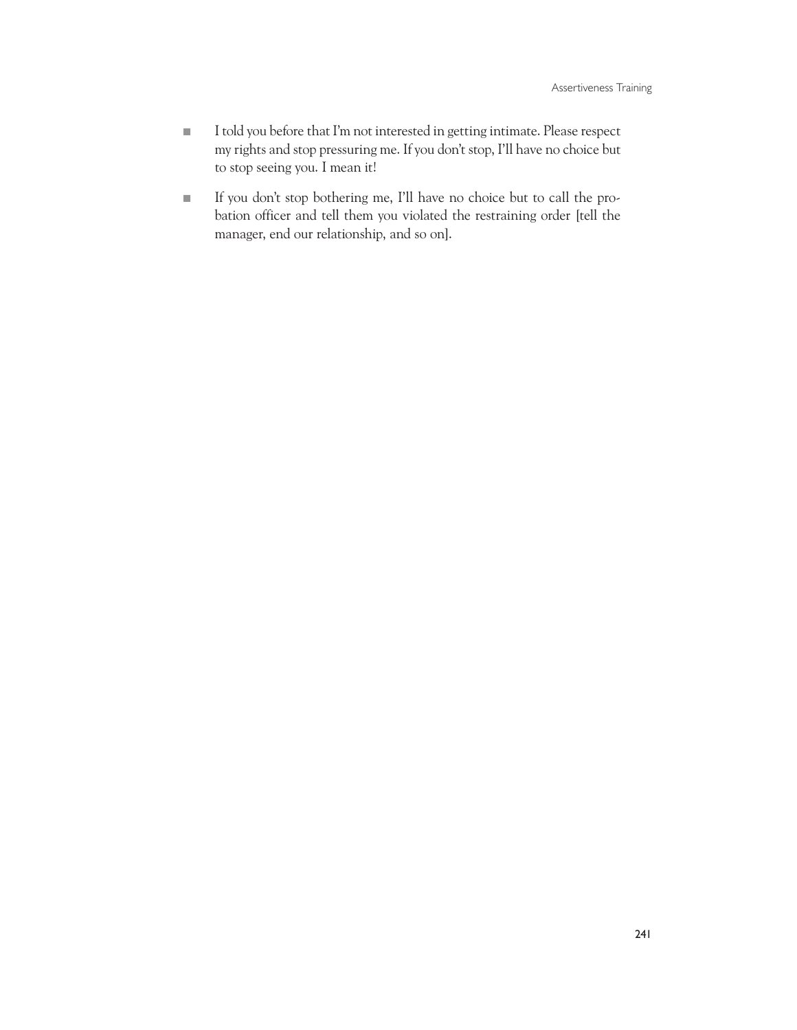- I told you before that I'm not interested in getting intimate. Please respect my rights and stop pressuring me. If you don't stop, I'll have no choice but to stop seeing you. I mean it!
- If you don't stop bothering me, I'll have no choice but to call the probation officer and tell them you violated the restraining order [tell the manager, end our relationship, and so on].